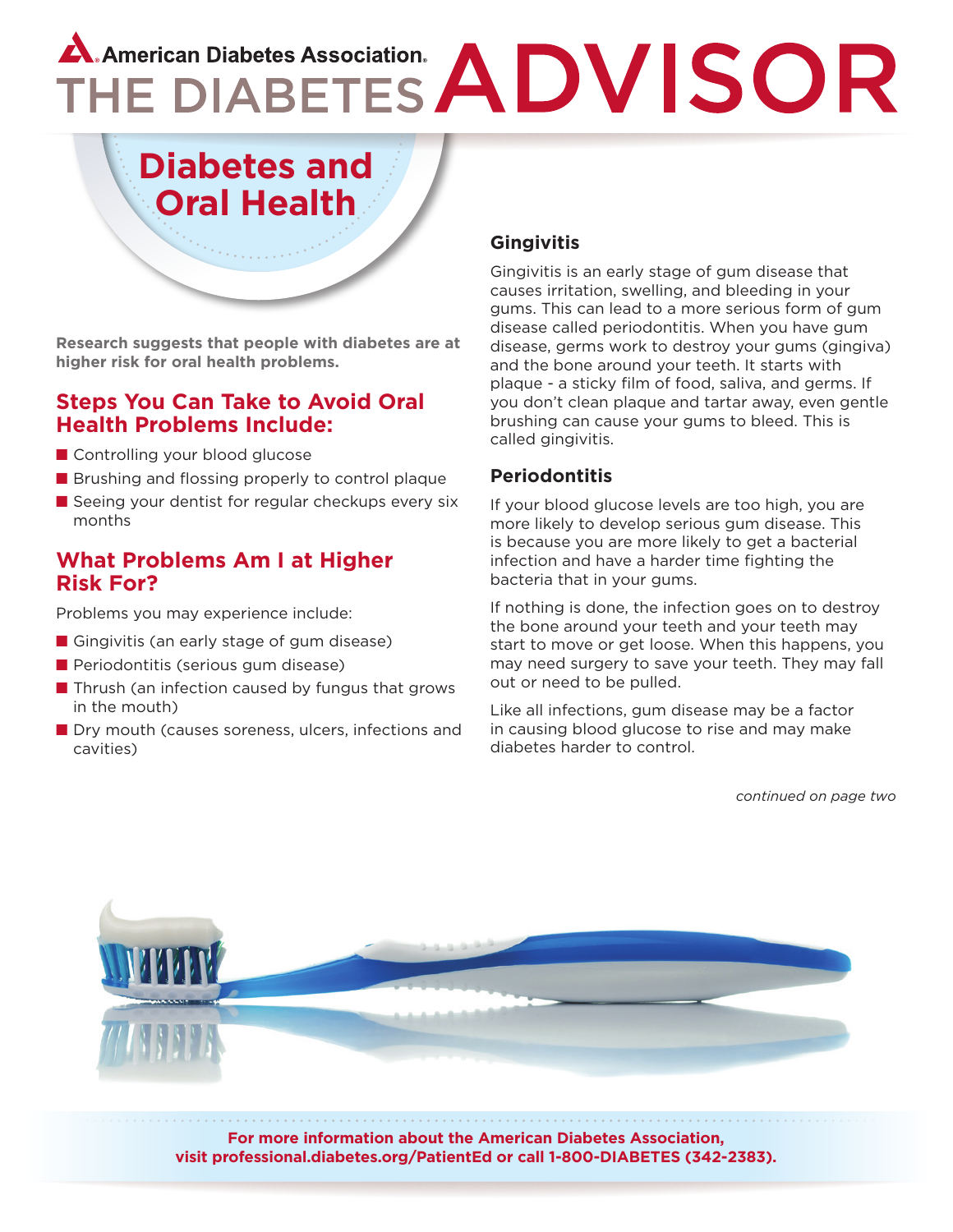American Diabetes Association®

# THE DIABETES ADVISOR

## Diabetes and Oral Health

**Research suggests that people with diabetes are at higher risk for oral health problems.**

## Steps You Can Take to Avoid Oral Health Problems Include:

- Controlling your blood glucose
- Brushing and flossing properly to control plaque
- Seeing your dentist for regular checkups every six months

## What Problems Am I at Higher Risk For?

Problems you may experience include:

- Gingivitis (an early stage of gum disease)
- Periodontitis (serious gum disease)
- Thrush (an infection caused by fungus that grows in the mouth)
- Dry mouth (causes soreness, ulcers, infections and cavities)

### Gingivitis

Gingivitis is an early stage of gum disease that causes irritation, swelling, and bleeding in your gums. This can lead to a more serious form of gum disease called periodontitis. When you have gum disease, germs work to destroy your gums (gingiva) and the bone around your teeth. It starts with plaque - a sticky film of food, saliva, and germs. If you don't clean plaque and tartar away, even gentle brushing can cause your gums to bleed. This is called gingivitis.

### Periodontitis

If your blood glucose levels are too high, you are more likely to develop serious gum disease. This is because you are more likely to get a bacterial infection and have a harder time fighting the bacteria that in your gums.

If nothing is done, the infection goes on to destroy the bone around your teeth and your teeth may start to move or get loose. When this happens, you may need surgery to save your teeth. They may fall out or need to be pulled.

Like all infections, gum disease may be a factor in causing blood glucose to rise and may make diabetes harder to control.

*continued on page two*

**For more information about the American Diabetes Association, visit professional.diabetes.org/PatientEd or call 1-800-DIABETES (342-2383).**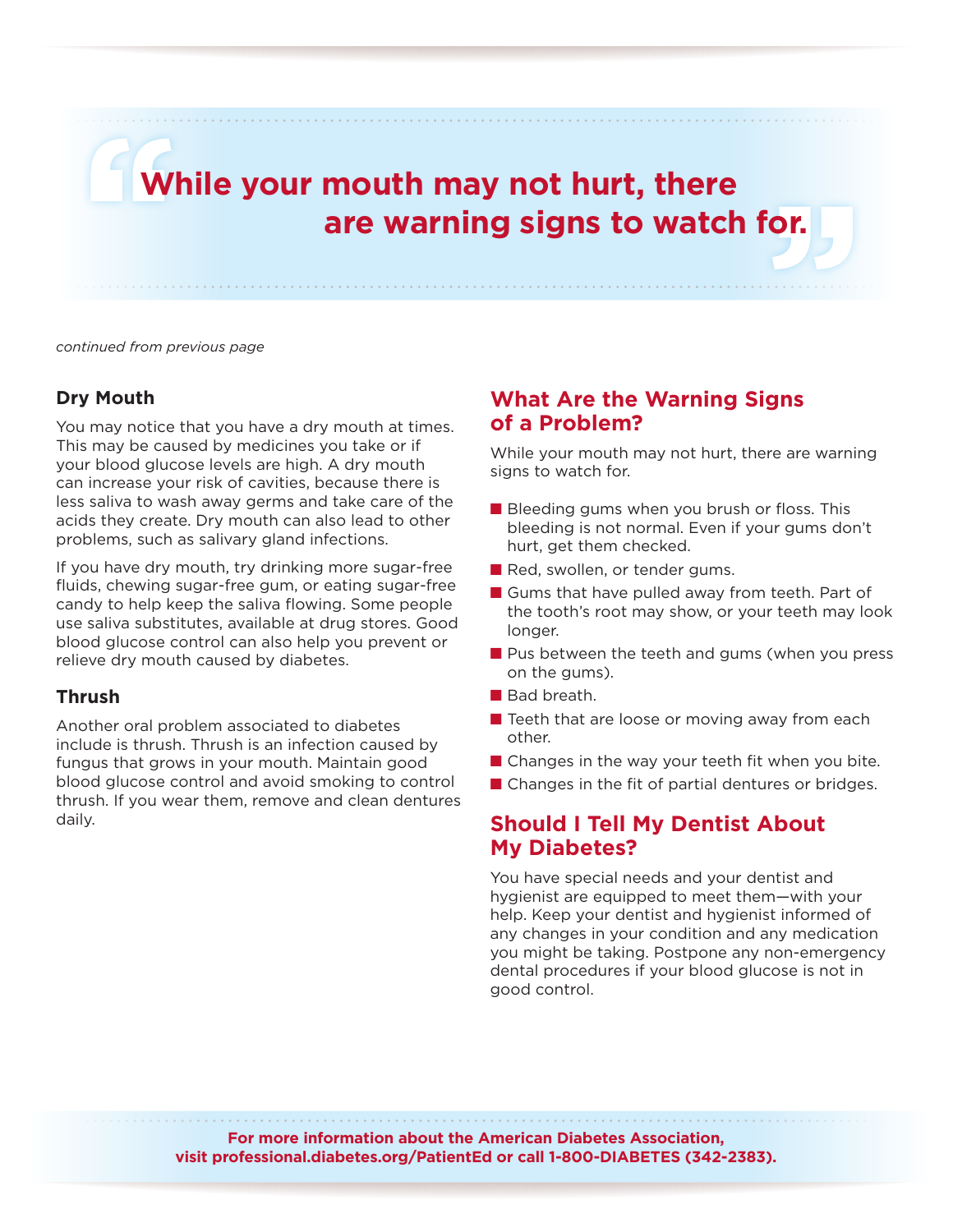> **While your mouth may not hurt, there are warning signs to watch for.**

*continued from previous page*

### Dry Mouth

You may notice that you have a dry mouth at times. This may be caused by medicines you take or if your blood glucose levels are high. A dry mouth can increase your risk of cavities, because there is less saliva to wash away germs and take care of the acids they create. Dry mouth can also lead to other problems, such as salivary gland infections.

If you have dry mouth, try drinking more sugar-free fluids, chewing sugar-free gum, or eating sugar-free candy to help keep the saliva flowing. Some people use saliva substitutes, available at drug stores. Good blood glucose control can also help you prevent or relieve dry mouth caused by diabetes.

### Thrush

Another oral problem associated to diabetes include is thrush. Thrush is an infection caused by fungus that grows in your mouth. Maintain good blood glucose control and avoid smoking to control thrush. If you wear them, remove and clean dentures daily.

## What Are the Warning Signs of a Problem?

While your mouth may not hurt, there are warning signs to watch for.

- Bleeding gums when you brush or floss. This bleeding is not normal. Even if your gums don't hurt, get them checked.
- Red, swollen, or tender gums.
- Gums that have pulled away from teeth. Part of the tooth's root may show, or your teeth may look longer.
- Pus between the teeth and gums (when you press on the gums).
- Bad breath.
- Teeth that are loose or moving away from each other.
- Changes in the way your teeth fit when you bite.
- Changes in the fit of partial dentures or bridges.

## Should I Tell My Dentist About My Diabetes?

You have special needs and your dentist and hygienist are equipped to meet them—with your help. Keep your dentist and hygienist informed of any changes in your condition and any medication you might be taking. Postpone any non-emergency dental procedures if your blood glucose is not in good control.

**For more information about the American Diabetes Association, visit professional.diabetes.org/PatientEd or call 1-800-DIABETES (342-2383).**